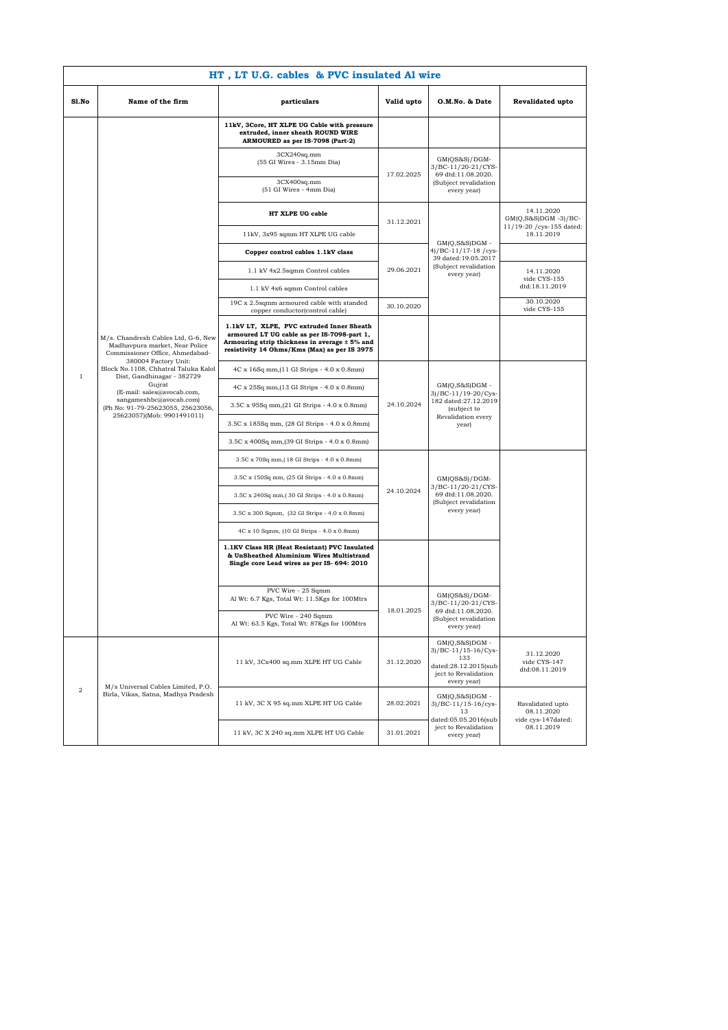# HT , LT U.G. cables & PVC insulated Al wire

| Sl.No | Name of the firm | particulars | Valid upto | O.M.No. & Date | Revalidated upto |
|---|---|---|---|---|---|
| 1 | M/s. Chandresh Cables Ltd, G-6, New Madhavpura market, Near Police Commissioner Office, Ahmedabad-380004 Factory Unit: Block No.1108, Chhatral Taluka Kalol Dist, Gandhinagar - 382729 Gujrat (E-mail: sales@avocab.com, sangameshbc@avocab.com) (Ph No: 91-79-25623055, 25623056, 25623057)(Mob: 9901491011) | **11kV, 3Core, HT XLPE UG Cable with pressure extruded, inner sheath ROUND WIRE ARMOURED as per IS-7098 (Part-2)** | | | |
| | | 3CX240sq.mm (55 GI Wires - 3.15mm Dia) | 17.02.2025 | GM(QS&S)/DGM-3/BC-11/20-21/CYS-69 dtd:11.08.2020. (Subject revalidation every year) | |
| | | 3CX400sq.mm (51 GI Wires - 4mm Dia) | | | |
| | | **HT XLPE UG cable** | 31.12.2021 | GM(Q,S&S)DGM - 4)/BC-11/17-18 /cys-39 dated:19.05.2017 (Subject revalidation every year) | 14.11.2020 GM(Q,S&S)DGM -3)/BC-11/19-20 /cys-155 dated: 18.11.2019 |
| | | 11kV, 3x95 sqmm HT XLPE UG cable | | | |
| | | **Copper control cables 1.1kV class** | 29.06.2021 | | |
| | | 1.1 kV 4x2.5sqmm Control cables | | | 14.11.2020 vide CYS-155 dtd:18.11.2019 |
| | | 1.1 kV 4x6 sqmm Control cables | | | |
| | | 19C x 2.5sqmm armoured cable with standed copper conductor(control cable) | 30.10.2020 | | 30.10.2020 vide CYS-155 |
| | | **1.1kV LT, XLPE, PVC extruded Inner Sheath armoured LT UG cable as per IS-7098-part 1, Armouring strip thickness in average ± 5% and resistivity 14 Ohms/Kms (Max) as per IS 3975** | | | |
| | | 4C x 16Sq mm,(11 GI Strips - 4.0 x 0.8mm) | 24.10.2024 | GM(Q,S&S)DGM - 3)/BC-11/19-20/Cys-182 dated:27.12.2019 (subject to Revalidation every year) | |
| | | 4C x 25Sq mm,(13 GI Strips - 4.0 x 0.8mm) | | | |
| | | 3.5C x 95Sq mm,(21 GI Strips - 4.0 x 0.8mm) | | | |
| | | 3.5C x 185Sq mm, (28 GI Strips - 4.0 x 0.8mm) | | | |
| | | 3.5C x 400Sq mm,(39 GI Strips - 4.0 x 0.8mm) | | | |
| | | 3.5C x 70Sq mm,( 18 GI Strips - 4.0 x 0.8mm) | 24.10.2024 | GM(QS&S)/DGM-3/BC-11/20-21/CYS-69 dtd:11.08.2020. (Subject revalidation every year) | |
| | | 3.5C x 150Sq mm, (25 GI Strips - 4.0 x 0.8mm) | | | |
| | | 3.5C x 240Sq mm,( 30 GI Strips - 4.0 x 0.8mm) | | | |
| | | 3.5C x 300 Sqmm, (32 GI Strips - 4.0 x 0.8mm) | | | |
| | | 4C x 10 Sqmm, (10 GI Strips - 4.0 x 0.8mm) | | | |
| | | **1.1KV Class HR (Heat Resistant) PVC Insulated & UnSheathed Aluminium Wires Multistrand Single core Lead wires as per IS- 694: 2010** | | | |
| | | PVC Wire - 25 Sqmm Al Wt: 6.7 Kgs, Total Wt: 11.5Kgs for 100Mtrs | 18.01.2025 | GM(QS&S)/DGM-3/BC-11/20-21/CYS-69 dtd:11.08.2020. (Subject revalidation every year) | |
| | | PVC Wire - 240 Sqmm Al Wt: 63.5 Kgs, Total Wt: 87Kgs for 100Mtrs | | | |
| 2 | M/s Universal Cables Limited, P.O. Birla, Vikas, Satna, Madhya Pradesh | 11 kV, 3Cx400 sq.mm XLPE HT UG Cable | 31.12.2020 | GM(Q,S&S)DGM - 3)/BC-11/15-16/Cys-133 dated:28.12.2015(subject to Revalidation every year) | 31.12.2020 vide CYS-147 dtd:08.11.2019 |
| | | 11 kV, 3C X 95 sq.mm XLPE HT UG Cable | 28.02.2021 | GM(Q,S&S)DGM - 3)/BC-11/15-16/cys-13 dated:05.05.2016(subject to Revalidation every year) | Ravalidated upto 08.11.2020 vide cys-147dated: 08.11.2019 |
| | | 11 kV, 3C X 240 sq.mm XLPE HT UG Cable | 31.01.2021 | | |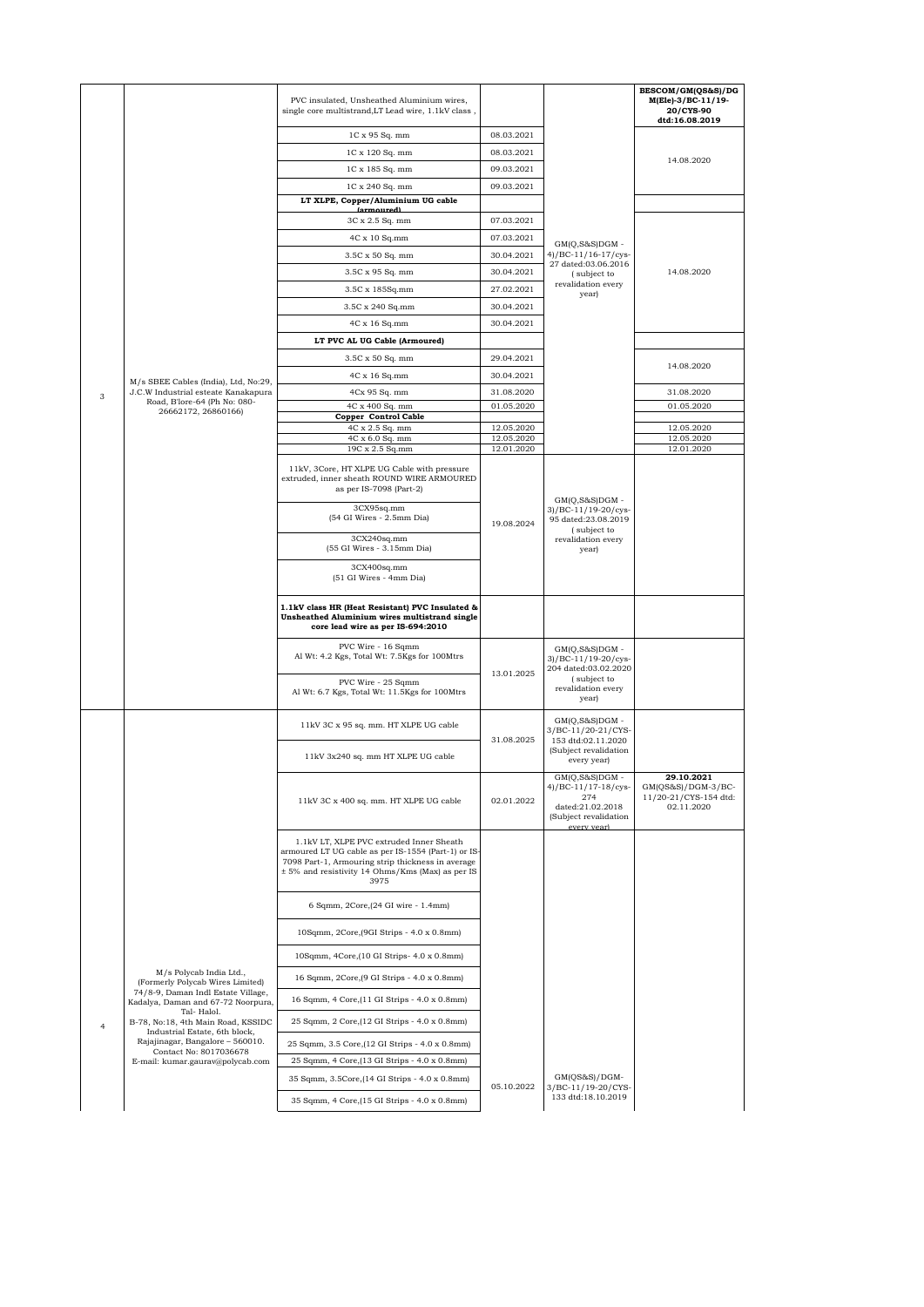| | | | | | |
|---|---|---|---|---|---|
| 3 | M/s SBEE Cables (India), Ltd, No:29, J.C.W Industrial esteate Kanakapura Road, B'lore-64 (Ph No: 080-26662172, 26860166) | PVC insulated, Unsheathed Aluminium wires, single core multistrand,LT Lead wire, 1.1kV class , | | GM(Q,S&S)DGM - 4)/BC-11/16-17/cys-27 dated:03.06.2016 ( subject to revalidation every year) | BESCOM/GM(QS&S)/DGM(Ele)-3/BC-11/19-20/CYS-90 dtd:16.08.2019 |
| | | 1C x 95 Sq. mm | 08.03.2021 | | 14.08.2020 |
| | | 1C x 120 Sq. mm | 08.03.2021 | | |
| | | 1C x 185 Sq. mm | 09.03.2021 | | |
| | | 1C x 240 Sq. mm | 09.03.2021 | | |
| | | **LT XLPE, Copper/Aluminium UG cable (armoured)** | | | |
| | | 3C x 2.5 Sq. mm | 07.03.2021 | | 14.08.2020 |
| | | 4C x 10 Sq.mm | 07.03.2021 | | |
| | | 3.5C x 50 Sq. mm | 30.04.2021 | | |
| | | 3.5C x 95 Sq. mm | 30.04.2021 | | |
| | | 3.5C x 185Sq.mm | 27.02.2021 | | |
| | | 3.5C x 240 Sq.mm | 30.04.2021 | | |
| | | 4C x 16 Sq.mm | 30.04.2021 | | |
| | | **LT PVC AL UG Cable (Armoured)** | | | |
| | | 3.5C x 50 Sq. mm | 29.04.2021 | | 14.08.2020 |
| | | 4C x 16 Sq.mm | 30.04.2021 | | |
| | | 4Cx 95 Sq. mm | 31.08.2020 | | 31.08.2020 |
| | | 4C x 400 Sq. mm | 01.05.2020 | | 01.05.2020 |
| | | **Copper Control Cable** | | | |
| | | 4C x 2.5 Sq. mm | 12.05.2020 | | 12.05.2020 |
| | | 4C x 6.0 Sq. mm | 12.05.2020 | | 12.05.2020 |
| | | 19C x 2.5 Sq.mm | 12.01.2020 | | 12.01.2020 |
| | | 11kV, 3Core, HT XLPE UG Cable with pressure extruded, inner sheath ROUND WIRE ARMOURED as per IS-7098 (Part-2) | 19.08.2024 | GM(Q,S&S)DGM - 3)/BC-11/19-20/cys-95 dated:23.08.2019 ( subject to revalidation every year) | |
| | | 3CX95sq.mm (54 GI Wires - 2.5mm Dia) | | | |
| | | 3CX240sq.mm (55 GI Wires - 3.15mm Dia) | | | |
| | | 3CX400sq.mm (51 GI Wires - 4mm Dia) | | | |
| | | **1.1kV class HR (Heat Resistant) PVC Insulated & Unsheathed Aluminium wires multistrand single core lead wire as per IS-694:2010** | | | |
| | | PVC Wire - 16 Sqmm Al Wt: 4.2 Kgs, Total Wt: 7.5Kgs for 100Mtrs | 13.01.2025 | GM(Q,S&S)DGM - 3)/BC-11/19-20/cys-204 dated:03.02.2020 ( subject to revalidation every year) | |
| | | PVC Wire - 25 Sqmm Al Wt: 6.7 Kgs, Total Wt: 11.5Kgs for 100Mtrs | | | |
| 4 | M/s Polycab India Ltd., (Formerly Polycab Wires Limited) 74/8-9, Daman Indl Estate Village, Kadalya, Daman and 67-72 Noorpura, Tal- Halol. B-78, No:18, 4th Main Road, KSSIDC Industrial Estate, 6th block, Rajajinagar, Bangalore – 560010. Contact No: 8017036678 E-mail: kumar.gaurav@polycab.com | 11kV 3C x 95 sq. mm. HT XLPE UG cable | 31.08.2025 | GM(Q,S&S)DGM - 3/BC-11/20-21/CYS-153 dtd:02.11.2020 (Subject revalidation every year) | |
| | | 11kV 3x240 sq. mm HT XLPE UG cable | | | |
| | | 11kV 3C x 400 sq. mm. HT XLPE UG cable | 02.01.2022 | GM(Q,S&S)DGM - 4)/BC-11/17-18/cys-274 dated:21.02.2018 (Subject revalidation every year) | **29.10.2021** GM(QS&S)/DGM-3/BC-11/20-21/CYS-154 dtd: 02.11.2020 |
| | | 1.1kV LT, XLPE PVC extruded Inner Sheath armoured LT UG cable as per IS-1554 (Part-1) or IS-7098 Part-1, Armouring strip thickness in average ± 5% and resistivity 14 Ohms/Kms (Max) as per IS 3975 | 05.10.2022 | GM(QS&S)/DGM-3/BC-11/19-20/CYS-133 dtd:18.10.2019 | |
| | | 6 Sqmm, 2Core,(24 GI wire - 1.4mm) | | | |
| | | 10Sqmm, 2Core,(9GI Strips - 4.0 x 0.8mm) | | | |
| | | 10Sqmm, 4Core,(10 GI Strips- 4.0 x 0.8mm) | | | |
| | | 16 Sqmm, 2Core,(9 GI Strips - 4.0 x 0.8mm) | | | |
| | | 16 Sqmm, 4 Core,(11 GI Strips - 4.0 x 0.8mm) | | | |
| | | 25 Sqmm, 2 Core,(12 GI Strips - 4.0 x 0.8mm) | | | |
| | | 25 Sqmm, 3.5 Core,(12 GI Strips - 4.0 x 0.8mm) | | | |
| | | 25 Sqmm, 4 Core,(13 GI Strips - 4.0 x 0.8mm) | | | |
| | | 35 Sqmm, 3.5Core,(14 GI Strips - 4.0 x 0.8mm) | | | |
| | | 35 Sqmm, 4 Core,(15 GI Strips - 4.0 x 0.8mm) | | | |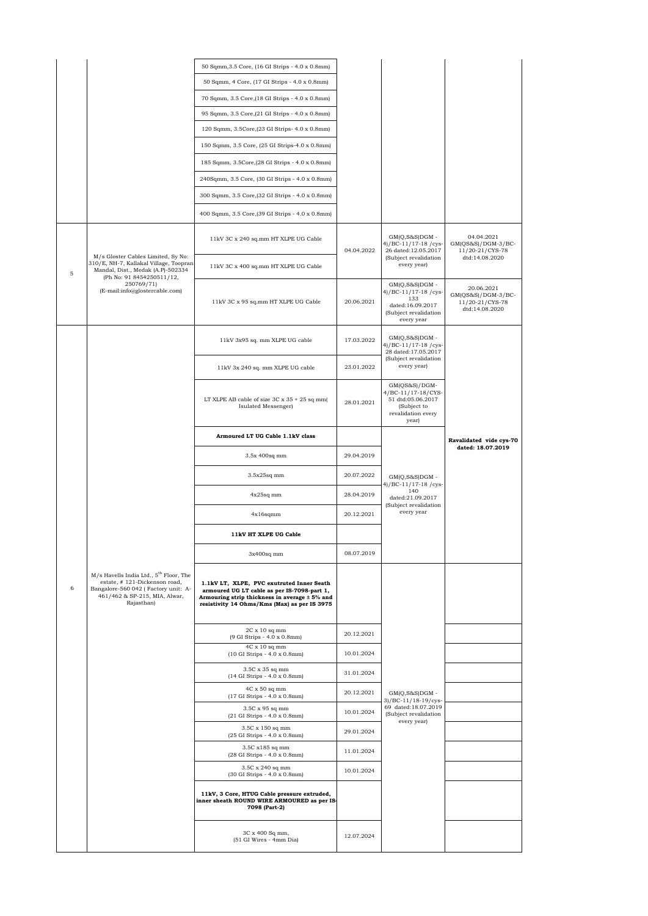| | | 50 Sqmm,3.5 Core, (16 GI Strips - 4.0 x 0.8mm) | | | |
|---|---|---|---|---|---|
| | | 50 Sqmm, 4 Core, (17 GI Strips - 4.0 x 0.8mm) | | | |
| | | 70 Sqmm, 3.5 Core,(18 GI Strips - 4.0 x 0.8mm) | | | |
| | | 95 Sqmm, 3.5 Core,(21 GI Strips - 4.0 x 0.8mm) | | | |
| | | 120 Sqmm, 3.5Core,(23 GI Strips- 4.0 x 0.8mm) | | | |
| | | 150 Sqmm, 3.5 Core, (25 GI Strips-4.0 x 0.8mm) | | | |
| | | 185 Sqmm, 3.5Core,(28 GI Strips - 4.0 x 0.8mm) | | | |
| | | 240Sqmm, 3.5 Core, (30 GI Strips - 4.0 x 0.8mm) | | | |
| | | 300 Sqmm, 3.5 Core,(32 GI Strips - 4.0 x 0.8mm) | | | |
| | | 400 Sqmm, 3.5 Core,(39 GI Strips - 4.0 x 0.8mm) | | | |
| 5 | M/s Gloster Cables Limited, Sy No: 310/E, NH-7, Kallakal Village, Toopran Mandal, Dist., Medak (A.P)-502334 (Ph No: 91 8454250511/12, 250769/71) (E-mail:info@glostercable.com) | 11kV 3C x 240 sq.mm HT XLPE UG Cable | 04.04.2022 | GM(Q,S&S)DGM -4)/BC-11/17-18 /cys-26 dated:12.05.2017 (Subject revalidation every year) | 04.04.2021 GM(QS&S)/DGM-3/BC-11/20-21/CYS-78 dtd:14.08.2020 |
| | | 11kV 3C x 400 sq.mm HT XLPE UG Cable | | | |
| | | 11kV 3C x 95 sq.mm HT XLPE UG Cable | 20.06.2021 | GM(Q,S&S)DGM -4)/BC-11/17-18 /cys-133 dated:16.09.2017 (Subject revalidation every year | 20.06.2021 GM(QS&S)/DGM-3/BC-11/20-21/CYS-78 dtd:14.08.2020 |
| 6 | M/s Havells India Ltd., 5th Floor, The estate, # 121-Dickenson road, Bangalore-560 042 ( Factory unit: A-461/462 & SP-215, MIA, Alwar, Rajasthan) | 11kV 3x95 sq. mm XLPE UG cable | 17.03.2022 | GM(Q,S&S)DGM -4)/BC-11/17-18 /cys-28 dated:17.05.2017 (Subject revalidation every year) | Ravalidated vide cys-70 dated: 18.07.2019 |
| | | 11kV 3x 240 sq. mm XLPE UG cable | 23.01.2022 | | |
| | | LT XLPE AB cable of size 3C x 35 + 25 sq mm( Isulated Messenger) | 28.01.2021 | GM(QS&S)/DGM-4/BC-11/17-18/CYS-51 dtd:05.06.2017 (Subject to revalidation every year) | |
| | | **Armoured LT UG Cable 1.1kV class** | | GM(Q,S&S)DGM -4)/BC-11/17-18 /cys-140 dated:21.09.2017 (Subject revalidation every year | |
| | | 3.5x 400sq mm | 29.04.2019 | | |
| | | 3.5x25sq mm | 20.07.2022 | | |
| | | 4x25sq mm | 28.04.2019 | | |
| | | 4x16sqmm | 20.12.2021 | | |
| | | **11kV HT XLPE UG Cable** | | | |
| | | 3x400sq mm | 08.07.2019 | | |
| | | **1.1kV LT, XLPE, PVC exutruted Inner Seath armoured UG LT cable as per IS-7098-part 1, Armouring strip thickness in average ± 5% and resistivity 14 Ohms/Kms (Max) as per IS 3975** | | GM(Q,S&S)DGM -3)/BC-11/18-19/cys-69 dated:18.07.2019 (Subject revalidation every year) | |
| | | 2C x 10 sq mm (9 GI Strips - 4.0 x 0.8mm) | 20.12.2021 | | |
| | | 4C x 10 sq mm (10 GI Strips - 4.0 x 0.8mm) | 10.01.2024 | | |
| | | 3.5C x 35 sq mm (14 GI Strips - 4.0 x 0.8mm) | 31.01.2024 | | |
| | | 4C x 50 sq mm (17 GI Strips - 4.0 x 0.8mm) | 20.12.2021 | | |
| | | 3.5C x 95 sq mm (21 GI Strips - 4.0 x 0.8mm) | 10.01.2024 | | |
| | | 3.5C x 150 sq mm (25 GI Strips - 4.0 x 0.8mm) | 29.01.2024 | | |
| | | 3.5C x185 sq mm (28 GI Strips - 4.0 x 0.8mm) | 11.01.2024 | | |
| | | 3.5C x 240 sq mm (30 GI Strips - 4.0 x 0.8mm) | 10.01.2024 | | |
| | | **11kV, 3 Core, HTUG Cable pressure extruded, inner sheath ROUND WIRE ARMOURED as per IS-7098 (Part-2)** | | | |
| | | 3C x 400 Sq mm, (51 GI Wires - 4mm Dia) | 12.07.2024 | | |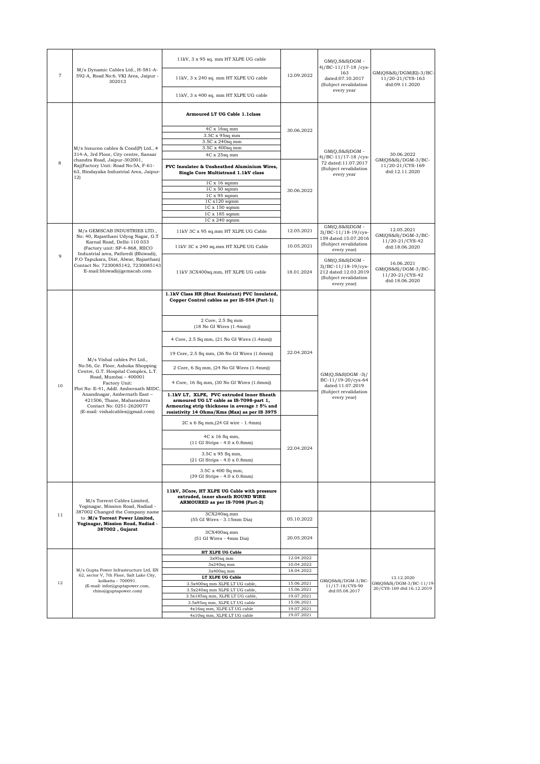| 7 | M/s Dynamic Cables Ltd., H-581-A-592-A, Road No:6. VKI Area, Jaipur - 302013 | 11kV, 3 x 95 sq. mm HT XLPE UG cable | 12.09.2022 | GM(Q,S&S)DGM -4)/BC-11/17-18 /cys-163 dated:07.10.2017 (Subject revalidation every year | GM(QS&S)/DGM(El)-3/BC-11/20-21/CYS-163 dtd:09.11.2020 |
|---|---|---|---|---|---|
| | | 11kV, 3 x 240 sq. mm HT XLPE UG cable | | | |
| | | 11kV, 3 x 400 sq. mm HT XLPE UG cable | | | |
| 8 | M/s Insucon cables & Cond(P) Ltd., # 314-A, 3rd Floor, City centre, Sansar chandra Road, Jaipur-302001, Raj(Factory Unit: Road No:5A, F-61-63, Bindayaka Industrial Area, Jaipur-12) | **Armoured LT UG Cable 1.1class** | | GM(Q,S&S)DGM -4)/BC-11/17-18 /cys-72 dated:11.07.2017 (Subject revalidation every year | 30.06.2022 GM(QS&S)/DGM-3/BC-11/20-21/CYS-169 dtd:12.11.2020 |
| | | 4C x 16sq mm | 30.06.2022 | | |
| | | 3.5C x 95sq mm | | | |
| | | 3.5C x 240sq mm | | | |
| | | 3.5C x 400sq mm | | | |
| | | 4C x 25sq mm | | | |
| | | **PVC Insulatec & Unsheathed Aluminium Wires, Single Core Multistrand 1.1kV class** | | | |
| | | 1C x 16 sqmm | 30.06.2022 | | |
| | | 1C x 50 sqmm | | | |
| | | 1C x 95 sqmm | | | |
| | | 1C x120 sqmm | | | |
| | | 1C x 150 sqmm | | | |
| | | 1C x 185 sqmm | | | |
| | | 1C x 240 sqmm | | | |
| 9 | M/s GEMSCAB INDUSTRIES LTD., No: 40, Rajasthani Udyog Nagar, G.T Karnal Road, Delhi-110 033 (Factory unit: SP-4-868, RIICO Industrial area, Pathredi (Bhiwadi), P.O Tapukara, Dist, Alwar, Rajasthan) Contact No: 7230085142, 7230085143 E-mail:bhiwadi@gemscab.com | 11kV 3C x 95 sq.mm HT XLPE UG Cable | 12.05.2021 | GM(Q,S&S)DGM -3)/BC-11/18-19/cys-159 dated:15.07.2016 (Subject revalidation every year) | 12.05.2021 GM(QS&S)/DGM-3/BC-11/20-21/CYS-42 dtd:18.06.2020 |
| | | 11kV 3C x 240 sq.mm HT XLPE UG Cable | 10.05.2021 | | |
| | | 11kV 3CX400sq.mm, HT XLPE UG cable | 18.01.2024 | GM(Q,S&S)DGM -3)/BC-11/18-19/cys-212 dated:12.03.2019 (Subject revalidation every year) | 16.06.2021 GM(QS&S)/DGM-3/BC-11/20-21/CYS-42 dtd:18.06.2020 |
| 10 | M/s Vishal cables Pvt Ltd., No:56, Gr. Floor, Ashoka Shopping Centre, G.T. Hospital Complex, L.T. Road, Mumbai – 400001 Factory Unit: Plot No: E-41, Addl. Ambernath MIDC, Anandnagar, Ambernath East – 421506, Thane, Maharashtra Contact No: 0251-2620077 (E-mail: vishalcables@gmail.com) | **1.1kV Class HR (Heat Resistant) PVC Insulated, Copper Control cables as per IS-554 (Part-1)** | | GM(Q,S&S)DGM -3)/ BC-11/19-20/cys-64 dated:11.07.2019 (Subject revalidation every year) | |
| | | 2 Core, 2.5 Sq mm (18 No GI Wires (1.4mm)) | 22.04.2024 | | |
| | | 4 Core, 2.5 Sq mm, (21 No GI Wires (1.4mm)) | | | |
| | | 19 Core, 2.5 Sq mm, (36 No GI Wires (1.6mm)) | | | |
| | | 2 Core, 6 Sq mm, (24 No GI Wires (1.4mm)) | | | |
| | | 4 Core, 16 Sq mm, (30 No GI Wires (1.6mm)) | | | |
| | | **1.1kV LT, XLPE, PVC extruded Inner Sheath armoured UG LT cable as IS-7098-part 1, Armouring strip thickness in average ± 5% and resistivity 14 Ohms/Kms (Max) as per IS 3975** | | | |
| | | 2C x 6 Sq mm,(24 GI wire - 1.4mm) | 22.04.2024 | | |
| | | 4C x 16 Sq mm, (11 GI Strips - 4.0 x 0.8mm) | | | |
| | | 3.5C x 95 Sq mm, (21 GI Strips - 4.0 x 0.8mm) | | | |
| | | 3.5C x 400 Sq mm, (39 GI Strips - 4.0 x 0.8mm) | | | |
| 11 | M/s Torrent Cables Limited, Yoginagar, Mission Road, Nadiad - 387002 Changed the Company name to :**M/s Torrent Power Limited, Yoginagar, Mission Road, Nadiad - 387002 , Gujarat** | **11kV, 3Core, HT XLPE UG Cable with pressure extruded, inner sheath ROUND WIRE ARMOURED as per IS-7098 (Part-2)** | | | |
| | | 3CX240sq.mm (55 GI Wires - 3.15mm Dia) | 05.10.2022 | | |
| | | 3CX400sq.mm (51 GI Wires - 4mm Dia) | 20.05.2024 | | |
| 12 | M/s Gupta Power Infrastructure Ltd, EN 62, sector V, 7th Floor, Salt Lake City, kolkatta – 700091. (E-mail: infor@guptapower.com, rhino@guptapower.com) | **HT XLPE UG Cable** | | GM(QS&S)/DGM-3/BC-11/17-18/CYS-90 dtd:05.08.2017 | 13.12.2020 GM(QS&S)/DGM-3/BC-11/19-20/CYS-169 dtd:16.12.2019 |
| | | 3x95sq mm | 12.04.2022 | | |
| | | 3x240sq mm | 10.04.2022 | | |
| | | 3x400sq mm | 18.04.2022 | | |
| | | **LT XLPE UG Cable** | | | |
| | | 3.5x400sq mm XLPE LT UG cable, | 15.06.2021 | | |
| | | 3.5x240sq mm XLPE LT UG cable, | 15.06.2021 | | |
| | | 3.5x185sq mm, XLPE LT UG cable, | 19.07.2021 | | |
| | | 3.5x95sq mm, XLPE LT UG cable | 15.06.2021 | | |
| | | 4x16sq mm, XLPE LT UG cable | 19.07.2021 | | |
| | | 4x10sq mm, XLPE LT UG cable | 19.07.2021 | | |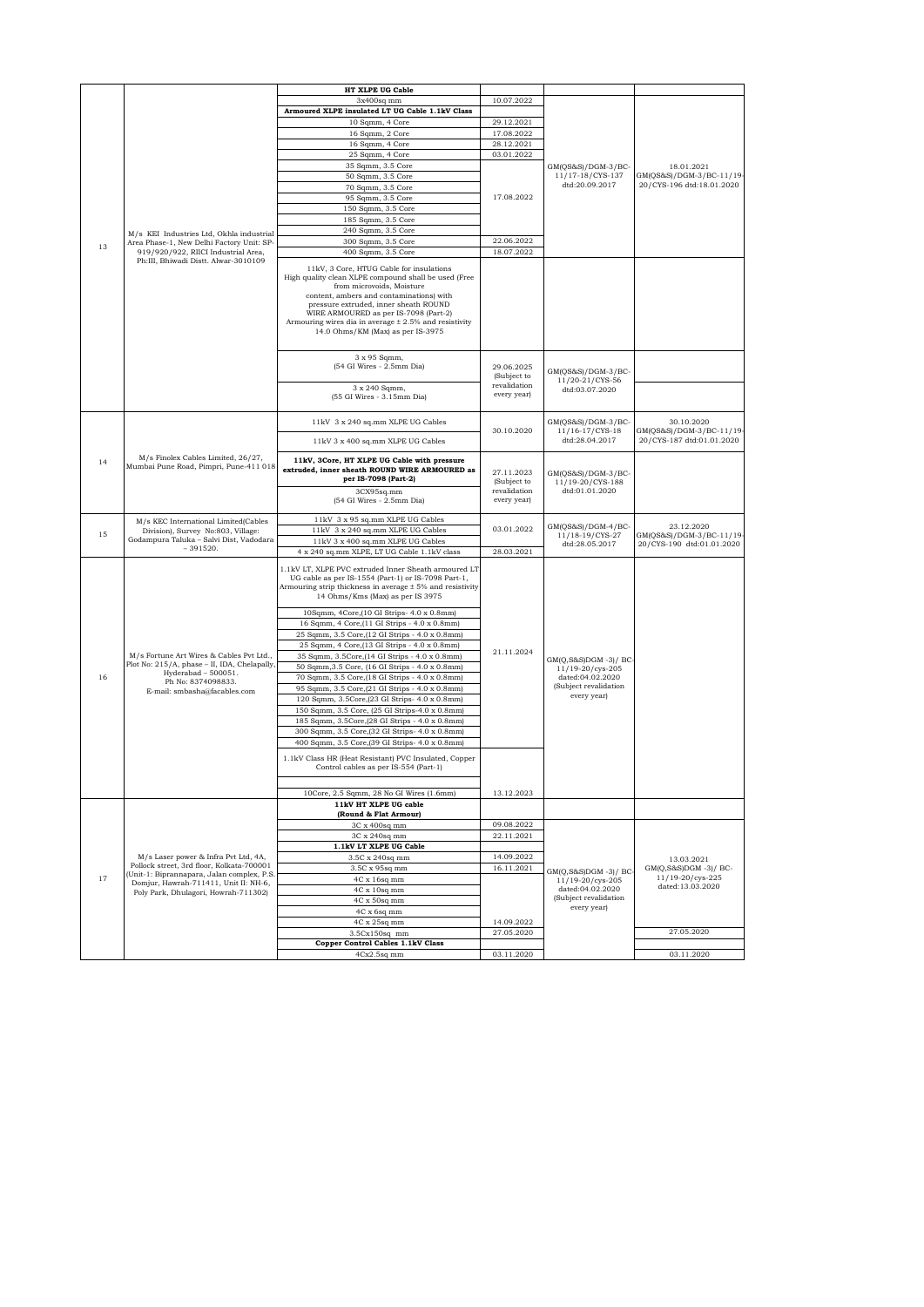| 13 | M/s KEI Industries Ltd, Okhla industrial Area Phase-1, New Delhi Factory Unit: SP-919/920/922, RIICI Industrial Area, Ph:III, Bhiwadi Distt. Alwar-3010109 | **HT XLPE UG Cable** | | | |
|---|---|---|---|---|---|
| | | 3x400sq mm | 10.07.2022 | | |
| | | **Armoured XLPE insulated LT UG Cable 1.1kV Class** | | GM(QS&S)/DGM-3/BC-11/17-18/CYS-137 dtd:20.09.2017 | 18.01.2021 GM(QS&S)/DGM-3/BC-11/19-20/CYS-196 dtd:18.01.2020 |
| | | 10 Sqmm, 4 Core | 29.12.2021 | | |
| | | 16 Sqmm, 2 Core | 17.08.2022 | | |
| | | 16 Sqmm, 4 Core | 28.12.2021 | | |
| | | 25 Sqmm, 4 Core | 03.01.2022 | | |
| | | 35 Sqmm, 3.5 Core | 17.08.2022 | | |
| | | 50 Sqmm, 3.5 Core | | | |
| | | 70 Sqmm, 3.5 Core | | | |
| | | 95 Sqmm, 3.5 Core | | | |
| | | 150 Sqmm, 3.5 Core | | | |
| | | 185 Sqmm, 3.5 Core | | | |
| | | 240 Sqmm, 3.5 Core | | | |
| | | 300 Sqmm, 3.5 Core | 22.06.2022 | | |
| | | 400 Sqmm, 3.5 Core | 18.07.2022 | | |
| | | 11kV, 3 Core, HTUG Cable for insulations High quality clean XLPE compound shall be used (Free from microvoids, Moisture content, ambers and contaminations) with pressure extruded, inner sheath ROUND WIRE ARMOURED as per IS-7098 (Part-2) Armouring wires dia in average ± 2.5% and resistivity 14.0 Ohms/KM (Max) as per IS-3975 | | | |
| | | 3 x 95 Sqmm, (54 GI Wires - 2.5mm Dia) | 29.06.2025 (Subject to revalidation every year) | GM(QS&S)/DGM-3/BC-11/20-21/CYS-56 dtd:03.07.2020 | |
| | | 3 x 240 Sqmm, (55 GI Wires - 3.15mm Dia) | | | |
| 14 | M/s Finolex Cables Limited, 26/27, Mumbai Pune Road, Pimpri, Pune-411 018 | 11kV 3 x 240 sq.mm XLPE UG Cables | 30.10.2020 | GM(QS&S)/DGM-3/BC-11/16-17/CYS-18 dtd:28.04.2017 | 30.10.2020 GM(QS&S)/DGM-3/BC-11/19-20/CYS-187 dtd:01.01.2020 |
| | | 11kV 3 x 400 sq.mm XLPE UG Cables | | | |
| | | **11kV, 3Core, HT XLPE UG Cable with pressure extruded, inner sheath ROUND WIRE ARMOURED as per IS-7098 (Part-2)** | 27.11.2023 (Subject to revalidation every year) | GM(QS&S)/DGM-3/BC-11/19-20/CYS-188 dtd:01.01.2020 | |
| | | 3CX95sq.mm (54 GI Wires - 2.5mm Dia) | | | |
| 15 | M/s KEC International Limited(Cables Division), Survey No:803, Village: Godampura Taluka – Salvi Dist, Vadodara – 391520. | 11kV 3 x 95 sq.mm XLPE UG Cables | 03.01.2022 | GM(QS&S)/DGM-4/BC-11/18-19/CYS-27 dtd:28.05.2017 | 23.12.2020 GM(QS&S)/DGM-3/BC-11/19-20/CYS-190 dtd:01.01.2020 |
| | | 11kV 3 x 240 sq.mm XLPE UG Cables | | | |
| | | 11kV 3 x 400 sq.mm XLPE UG Cables | | | |
| | | 4 x 240 sq.mm XLPE, LT UG Cable 1.1kV class | 28.03.2021 | | |
| 16 | M/s Fortune Art Wires & Cables Pvt Ltd., Plot No: 215/A, phase – II, IDA, Chelapally, Hyderabad – 500051. Ph No: 8374098833. E-mail: smbasha@facables.com | 1.1kV LT, XLPE PVC extruded Inner Sheath armoured LT UG cable as per IS-1554 (Part-1) or IS-7098 Part-1, Armouring strip thickness in average ± 5% and resistivity 14 Ohms/Kms (Max) as per IS 3975 | 21.11.2024 | GM(Q,S&S)DGM -3)/ BC-11/19-20/cys-205 dated:04.02.2020 (Subject revalidation every year) | |
| | | 10Sqmm, 4Core,(10 GI Strips- 4.0 x 0.8mm) | | | |
| | | 16 Sqmm, 4 Core,(11 GI Strips - 4.0 x 0.8mm) | | | |
| | | 25 Sqmm, 3.5 Core,(12 GI Strips - 4.0 x 0.8mm) | | | |
| | | 25 Sqmm, 4 Core,(13 GI Strips - 4.0 x 0.8mm) | | | |
| | | 35 Sqmm, 3.5Core,(14 GI Strips - 4.0 x 0.8mm) | | | |
| | | 50 Sqmm,3.5 Core, (16 GI Strips - 4.0 x 0.8mm) | | | |
| | | 70 Sqmm, 3.5 Core,(18 GI Strips - 4.0 x 0.8mm) | | | |
| | | 95 Sqmm, 3.5 Core,(21 GI Strips - 4.0 x 0.8mm) | | | |
| | | 120 Sqmm, 3.5Core,(23 GI Strips- 4.0 x 0.8mm) | | | |
| | | 150 Sqmm, 3.5 Core, (25 GI Strips-4.0 x 0.8mm) | | | |
| | | 185 Sqmm, 3.5Core,(28 GI Strips - 4.0 x 0.8mm) | | | |
| | | 300 Sqmm, 3.5 Core,(32 GI Strips- 4.0 x 0.8mm) | | | |
| | | 400 Sqmm, 3.5 Core,(39 GI Strips- 4.0 x 0.8mm) | | | |
| | | 1.1kV Class HR (Heat Resistant) PVC Insulated, Copper Control cables as per IS-554 (Part-1) | | | |
| | | 10Core, 2.5 Sqmm, 28 No GI Wires (1.6mm) | 13.12.2023 | | |
| 17 | M/s Laser power & Infra Pvt Ltd, 4A, Pollock street, 3rd floor, Kolkata-700001 (Unit-1: Biprannapara, Jalan complex, P.S. Domjur, Hawrah-711411, Unit II: NH-6, Poly Park, Dhulagori, Howrah-711302) | **11kV HT XLPE UG cable (Round & Flat Armour)** | | GM(Q,S&S)DGM -3)/ BC-11/19-20/cys-205 dated:04.02.2020 (Subject revalidation every year) | 13.03.2021 GM(Q,S&S)DGM -3)/ BC-11/19-20/cys-225 dated:13.03.2020 |
| | | 3C x 400sq mm | 09.08.2022 | | |
| | | 3C x 240sq mm | 22.11.2021 | | |
| | | **1.1kV LT XLPE UG Cable** | | | |
| | | 3.5C x 240sq mm | 14.09.2022 | | |
| | | 3.5C x 95sq mm | 16.11.2021 | | |
| | | 4C x 16sq mm | 14.09.2022 | | |
| | | 4C x 10sq mm | | | |
| | | 4C x 50sq mm | | | |
| | | 4C x 6sq mm | | | |
| | | 4C x 25sq mm | | | |
| | | 3.5Cx150sq mm | 27.05.2020 | | 27.05.2020 |
| | | **Copper Control Cables 1.1kV Class** | | | |
| | | 4Cx2.5sq mm | 03.11.2020 | | 03.11.2020 |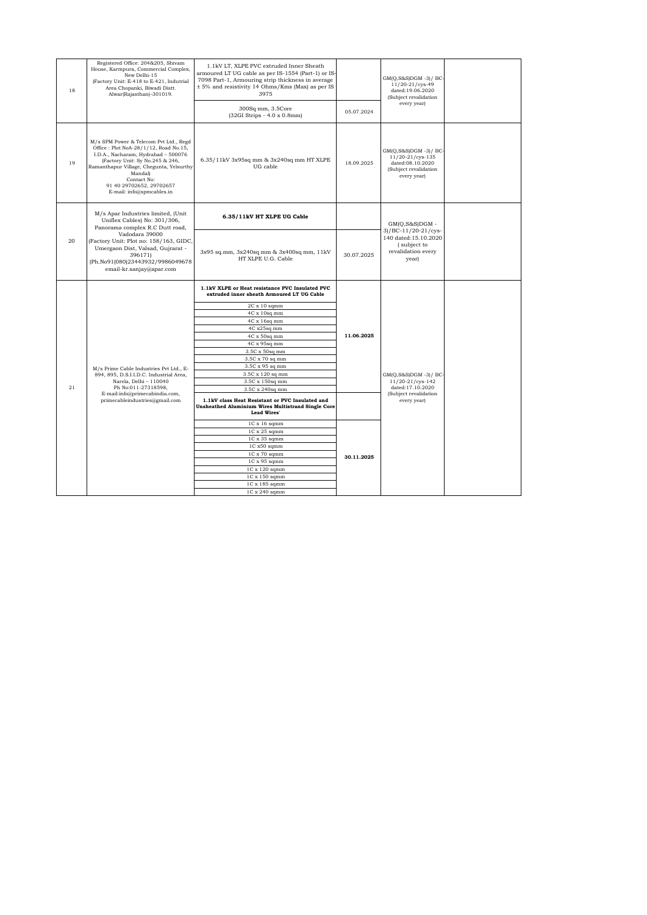| | | | | | |
|---|---|---|---|---|---|
| 18 | Registered Office: 204&205, Shivam House, Karmpura, Commercial Complex, New Delhi-15 (Factory Unit: E-418 to E-421, Indutrial Area Chopanki, Biwadi Distt. Alwar(Rajasthan)-301019. | 1.1kV LT, XLPE PVC extruded Inner Sheath armoured LT UG cable as per IS-1554 (Part-1) or IS-7098 Part-1, Armouring strip thickness in average ± 5% and resistivity 14 Ohms/Kms (Max) as per IS 3975 | | GM(Q,S&S)DGM -3)/ BC-11/20-21/cys-49 dated:19.06.2020 (Subject revalidation every year) | |
| | | 300Sq mm, 3.5Core (32GI Strips - 4.0 x 0.8mm) | 05.07.2024 | | |
| 19 | M/s SPM Power & Telecom Pvt Ltd., Regd Office : Plot NoA-28/1/12, Road No.15, I.D.A., Nacharam, Hydrabad – 500076 (Factory Unit: Sy No.245 & 246, Ramanthapur Village, Chegunta, Yelsurthy Mandal) Contact No: 91 40 29702652, 29702657 E-mail: info@spmcables.in | 6.35/11kV 3x95sq mm & 3x240sq mm HT XLPE UG cable | 18.09.2025 | GM(Q,S&S)DGM -3)/ BC-11/20-21/cys-135 dated:08.10.2020 (Subject revalidation every year) | |
| 20 | M/s Apar Industries limited, (Unit Uniflex Cables) No: 301/306, Panorama complex R.C Dutt road, Vadodara 39000 (Factory Unit: Plot no: 158/163, GIDC, Umergaon Dist, Valsad, Gujrarat - 396171) (Ph.No91(080)23443932/9986049678 email-kr.sanjay@apar.com | **6.35/11kV HT XLPE UG Cable** | | GM(Q,S&S)DGM -3)/BC-11/20-21/cys-140 dated:15.10.2020 ( subject to revalidation every year) | |
| | | 3x95 sq.mm, 3x240sq mm & 3x400sq mm, 11kV HT XLPE U.G. Cable | 30.07.2025 | | |
| 21 | M/s Prime Cable Industries Pvt Ltd., E-894, 895, D.S.I.I.D.C. Industrial Area, Narela, Delhi – 110040 Ph No:011-27318598, E-mail:info@primecabindia.com, primecableindustries@gmail.com | **1.1kV XLPE or Heat resistance PVC Insulated PVC extruded inner sheath Armoured LT UG Cable** | | GM(Q,S&S)DGM -3)/ BC-11/20-21/cys-142 dated:17.10.2020 (Subject revalidation every year) | |
| | | 2C x 10 sqmm | 11.06.2025 | | |
| | | 4C x 10sq mm | | | |
| | | 4C x 16sq mm | | | |
| | | 4C x25sq mm | | | |
| | | 4C x 50sq mm | | | |
| | | 4C x 95sq mm | | | |
| | | 3.5C x 50sq mm | | | |
| | | 3.5C x 70 sq mm | | | |
| | | 3.5C x 95 sq mm | | | |
| | | 3.5C x 120 sq mm | | | |
| | | 3.5C x 150sq mm | | | |
| | | 3.5C x 240sq mm | | | |
| | | **1.1kV class Heat Resistant or PVC Insulated and Unsheathed Aluminium Wires Multistrand Single Core Lead Wires'** | | | |
| | | 1C x 16 sqmm | 30.11.2025 | | |
| | | 1C x 25 sqmm | | | |
| | | 1C x 35 sqmm | | | |
| | | 1C x50 sqmm | | | |
| | | 1C x 70 sqmm | | | |
| | | 1C x 95 sqmm | | | |
| | | 1C x 120 sqmm | | | |
| | | 1C x 150 sqmm | | | |
| | | 1C x 185 sqmm | | | |
| | | 1C x 240 sqmm | | | |